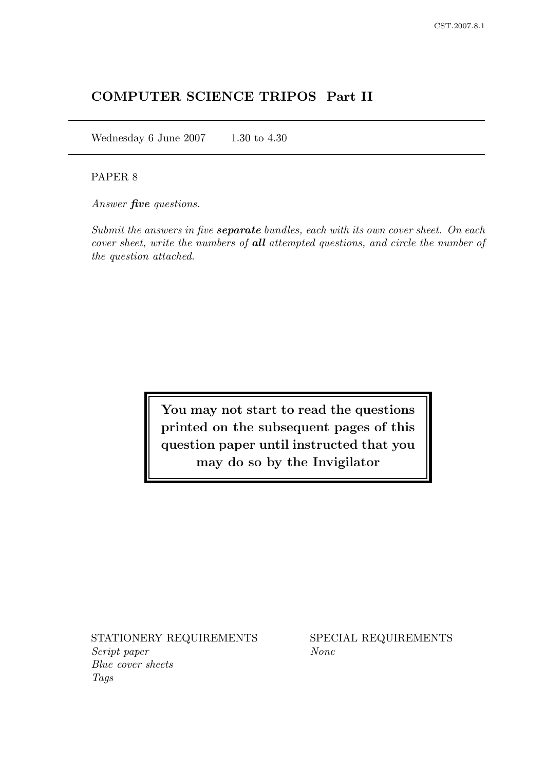# COMPUTER SCIENCE TRIPOS Part II

Wednesday 6 June 2007 1.30 to 4.30

PAPER 8

*Answer **five** questions.*

*Submit the answers in five **separate** bundles, each with its own cover sheet. On each cover sheet, write the numbers of **all** attempted questions, and circle the number of the question attached.*

**You may not start to read the questions printed on the subsequent pages of this question paper until instructed that you may do so by the Invigilator**

STATIONERY REQUIREMENTS
*Script paper*
*Blue cover sheets*
*Tags*

SPECIAL REQUIREMENTS
*None*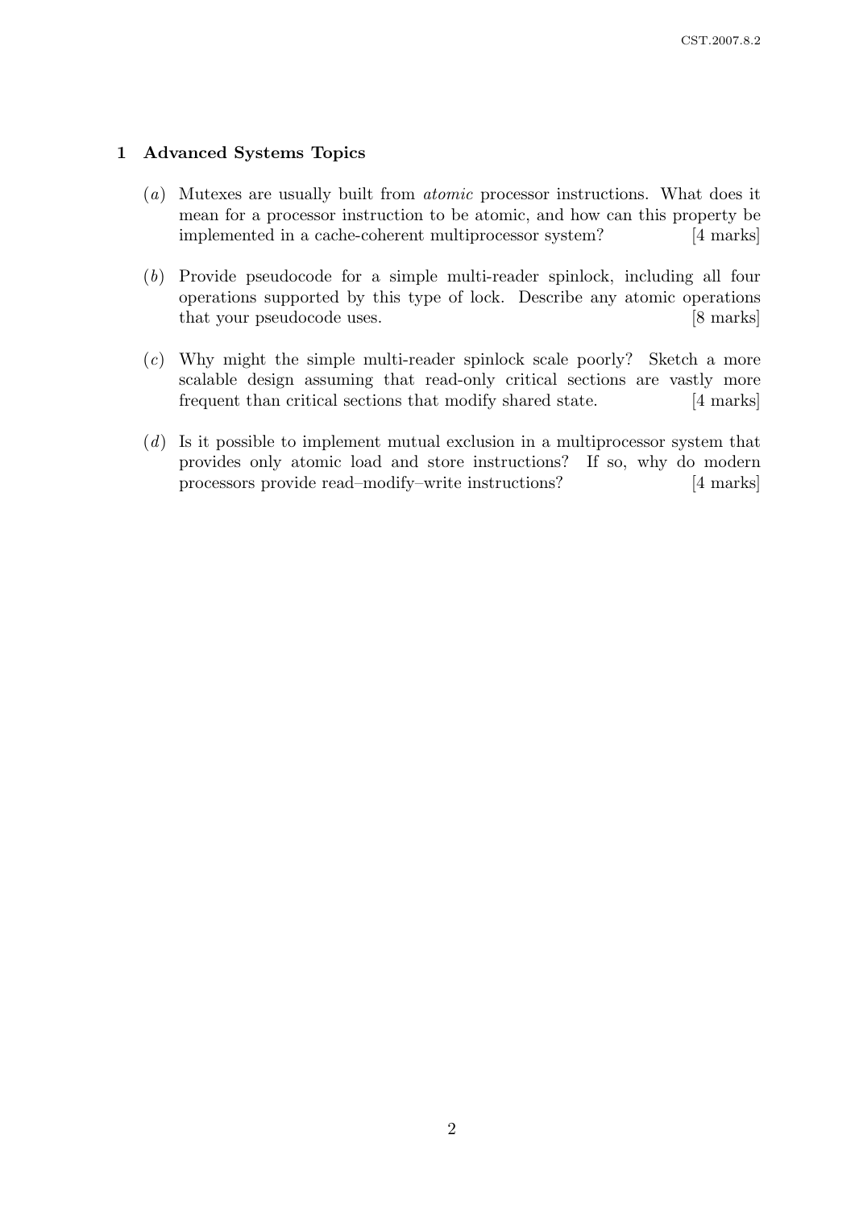## 1 Advanced Systems Topics

(*a*) Mutexes are usually built from *atomic* processor instructions. What does it mean for a processor instruction to be atomic, and how can this property be implemented in a cache-coherent multiprocessor system? [4 marks]

(*b*) Provide pseudocode for a simple multi-reader spinlock, including all four operations supported by this type of lock. Describe any atomic operations that your pseudocode uses. [8 marks]

(*c*) Why might the simple multi-reader spinlock scale poorly? Sketch a more scalable design assuming that read-only critical sections are vastly more frequent than critical sections that modify shared state. [4 marks]

(*d*) Is it possible to implement mutual exclusion in a multiprocessor system that provides only atomic load and store instructions? If so, why do modern processors provide read–modify–write instructions? [4 marks]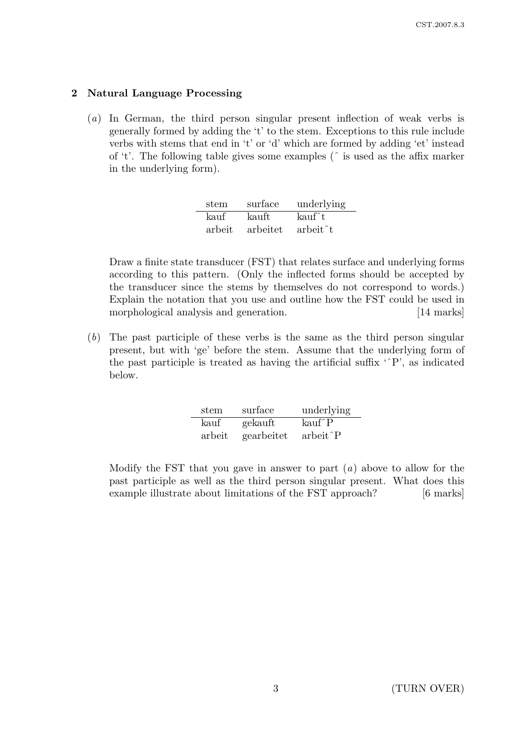## 2 Natural Language Processing

(*a*) In German, the third person singular present inflection of weak verbs is generally formed by adding the 't' to the stem. Exceptions to this rule include verbs with stems that end in 't' or 'd' which are formed by adding 'et' instead of 't'. The following table gives some examples (ˆ is used as the affix marker in the underlying form).

| stem | surface | underlying |
|---|---|---|
| kauf | kauft | kaufˆt |
| arbeit | arbeitet | arbeitˆt |

Draw a finite state transducer (FST) that relates surface and underlying forms according to this pattern. (Only the inflected forms should be accepted by the transducer since the stems by themselves do not correspond to words.) Explain the notation that you use and outline how the FST could be used in morphological analysis and generation. [14 marks]

(*b*) The past participle of these verbs is the same as the third person singular present, but with 'ge' before the stem. Assume that the underlying form of the past participle is treated as having the artificial suffix 'ˆP', as indicated below.

| stem | surface | underlying |
|---|---|---|
| kauf | gekauft | kaufˆP |
| arbeit | gearbeitet | arbeitˆP |

Modify the FST that you gave in answer to part (*a*) above to allow for the past participle as well as the third person singular present. What does this example illustrate about limitations of the FST approach? [6 marks]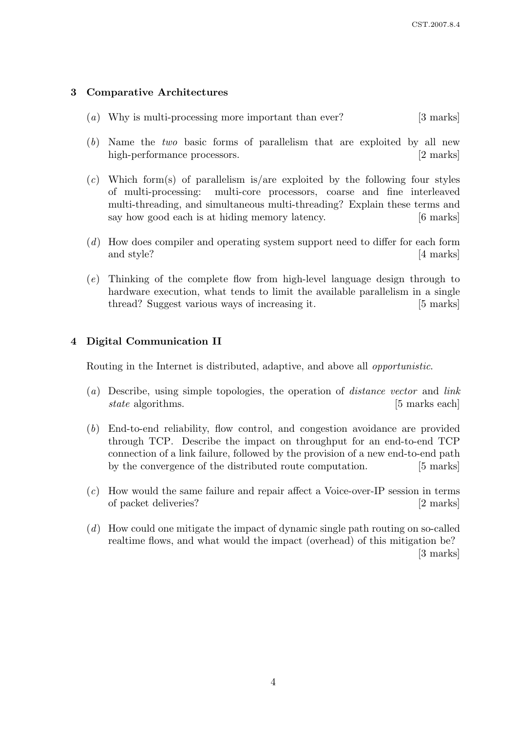## 3 Comparative Architectures

(*a*) Why is multi-processing more important than ever? [3 marks]

(*b*) Name the *two* basic forms of parallelism that are exploited by all new high-performance processors. [2 marks]

(*c*) Which form(s) of parallelism is/are exploited by the following four styles of multi-processing: multi-core processors, coarse and fine interleaved multi-threading, and simultaneous multi-threading? Explain these terms and say how good each is at hiding memory latency. [6 marks]

(*d*) How does compiler and operating system support need to differ for each form and style? [4 marks]

(*e*) Thinking of the complete flow from high-level language design through to hardware execution, what tends to limit the available parallelism in a single thread? Suggest various ways of increasing it. [5 marks]

## 4 Digital Communication II

Routing in the Internet is distributed, adaptive, and above all *opportunistic*.

(*a*) Describe, using simple topologies, the operation of *distance vector* and *link state* algorithms. [5 marks each]

(*b*) End-to-end reliability, flow control, and congestion avoidance are provided through TCP. Describe the impact on throughput for an end-to-end TCP connection of a link failure, followed by the provision of a new end-to-end path by the convergence of the distributed route computation. [5 marks]

(*c*) How would the same failure and repair affect a Voice-over-IP session in terms of packet deliveries? [2 marks]

(*d*) How could one mitigate the impact of dynamic single path routing on so-called realtime flows, and what would the impact (overhead) of this mitigation be? [3 marks]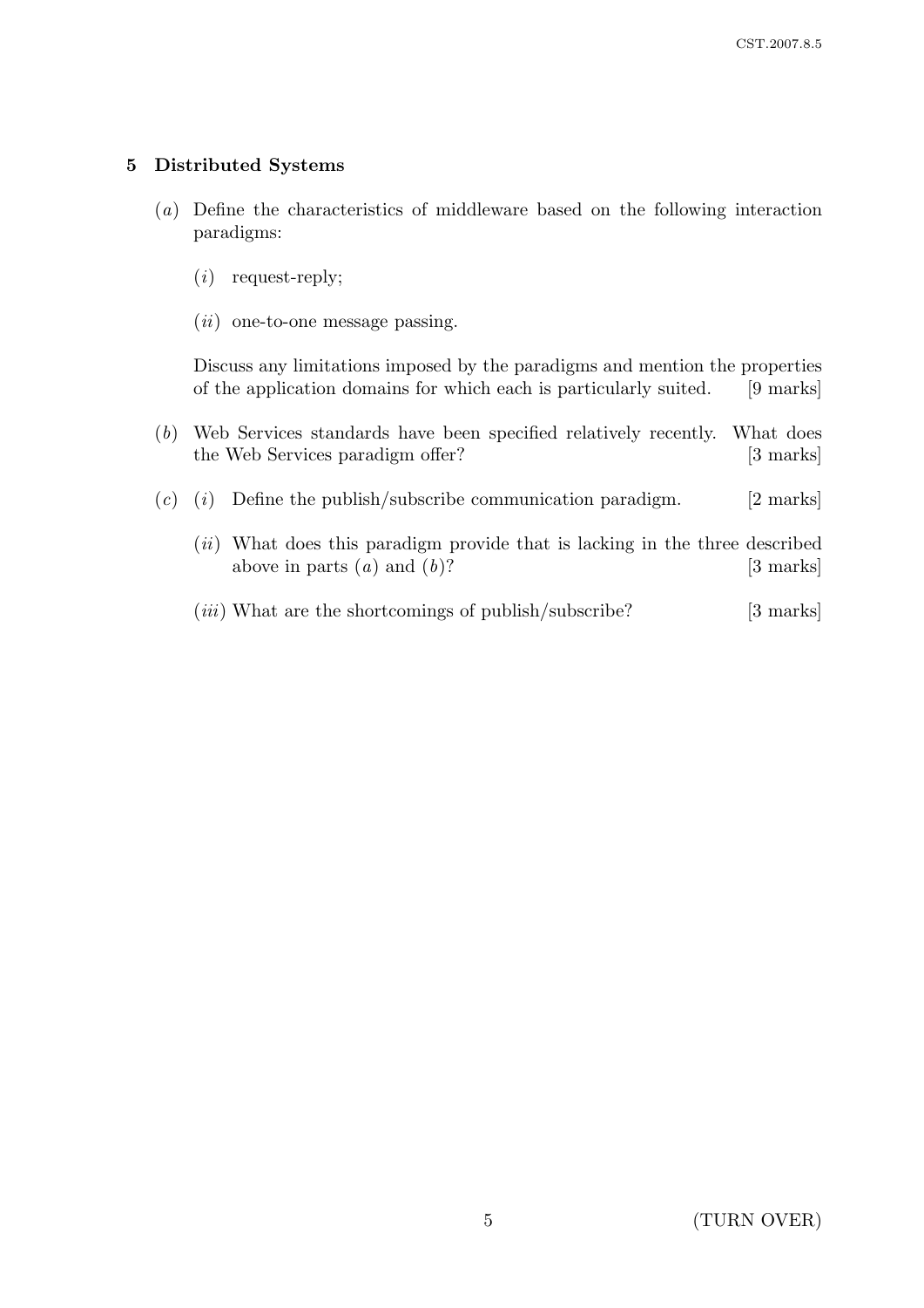## 5 Distributed Systems

(*a*) Define the characteristics of middleware based on the following interaction paradigms:

(*i*) request-reply;

(*ii*) one-to-one message passing.

Discuss any limitations imposed by the paradigms and mention the properties of the application domains for which each is particularly suited. [9 marks]

(*b*) Web Services standards have been specified relatively recently. What does the Web Services paradigm offer? [3 marks]

(*c*) (*i*) Define the publish/subscribe communication paradigm. [2 marks]

(*ii*) What does this paradigm provide that is lacking in the three described above in parts (*a*) and (*b*)? [3 marks]

(*iii*) What are the shortcomings of publish/subscribe? [3 marks]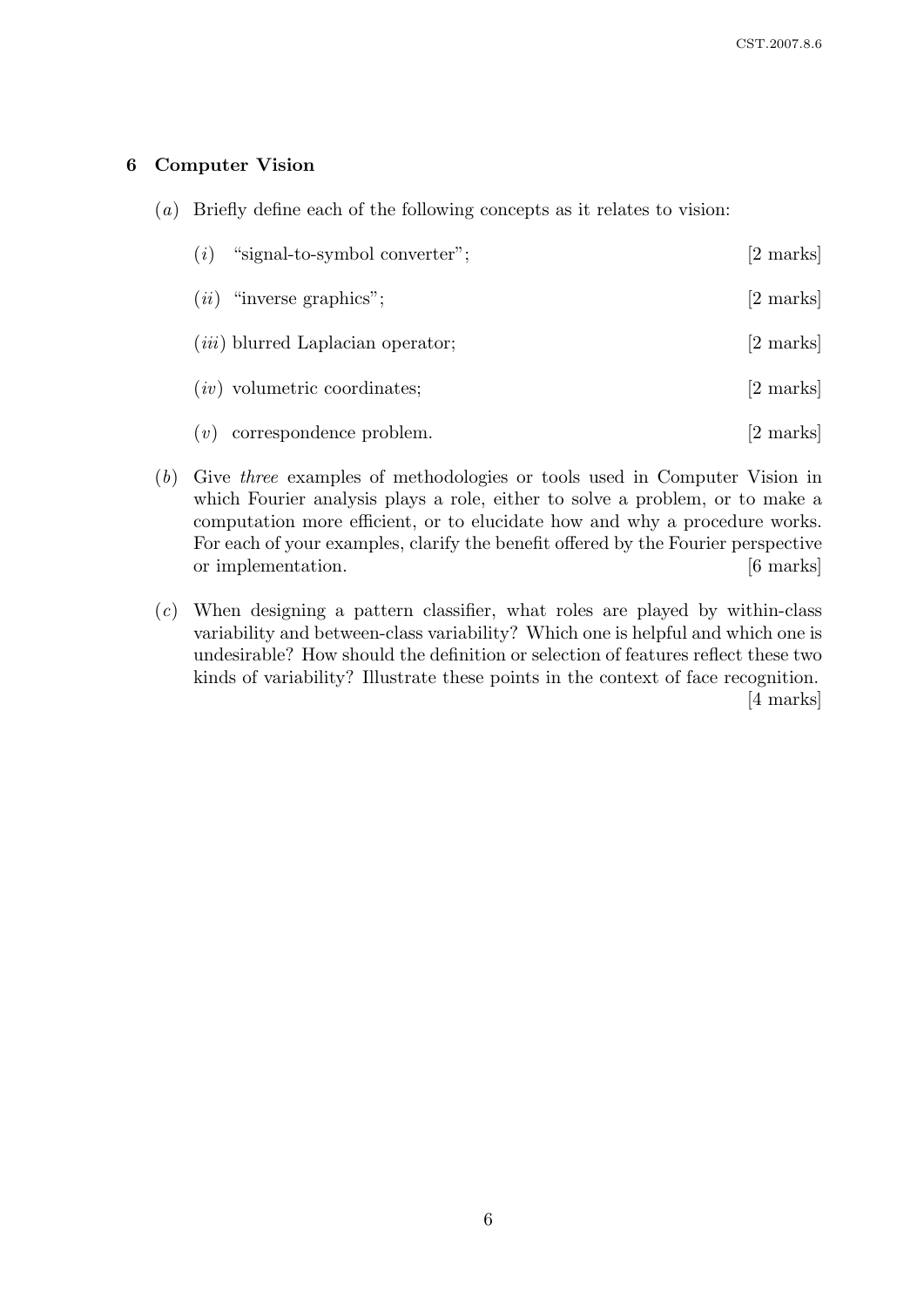## 6 Computer Vision

(*a*) Briefly define each of the following concepts as it relates to vision:

(*i*) "signal-to-symbol converter"; [2 marks]

(*ii*) "inverse graphics"; [2 marks]

(*iii*) blurred Laplacian operator; [2 marks]

(*iv*) volumetric coordinates; [2 marks]

(*v*) correspondence problem. [2 marks]

(*b*) Give *three* examples of methodologies or tools used in Computer Vision in which Fourier analysis plays a role, either to solve a problem, or to make a computation more efficient, or to elucidate how and why a procedure works. For each of your examples, clarify the benefit offered by the Fourier perspective or implementation. [6 marks]

(*c*) When designing a pattern classifier, what roles are played by within-class variability and between-class variability? Which one is helpful and which one is undesirable? How should the definition or selection of features reflect these two kinds of variability? Illustrate these points in the context of face recognition. [4 marks]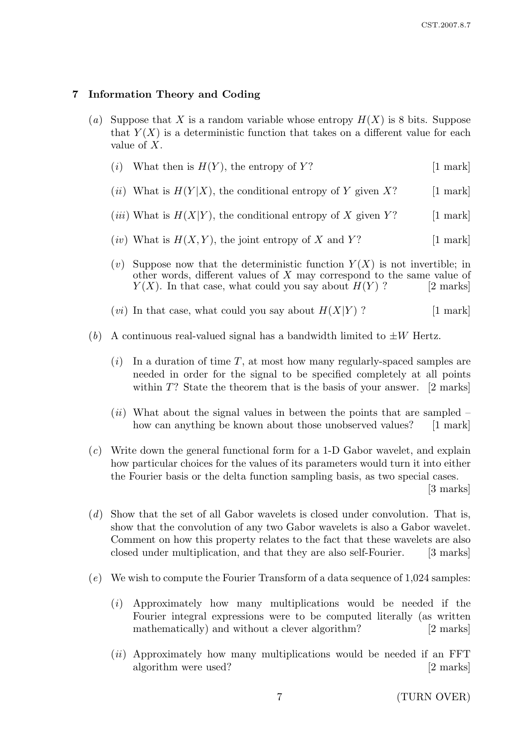## 7 Information Theory and Coding

(*a*) Suppose that $X$ is a random variable whose entropy $H(X)$ is 8 bits. Suppose that $Y(X)$ is a deterministic function that takes on a different value for each value of $X$.

(*i*) What then is $H(Y)$, the entropy of $Y$? [1 mark]

(*ii*) What is $H(Y|X)$, the conditional entropy of $Y$ given $X$? [1 mark]

(*iii*) What is $H(X|Y)$, the conditional entropy of $X$ given $Y$? [1 mark]

(*iv*) What is $H(X, Y)$, the joint entropy of $X$ and $Y$? [1 mark]

(*v*) Suppose now that the deterministic function $Y(X)$ is not invertible; in other words, different values of $X$ may correspond to the same value of $Y(X)$. In that case, what could you say about $H(Y)$ ? [2 marks]

(*vi*) In that case, what could you say about $H(X|Y)$ ? [1 mark]

(*b*) A continuous real-valued signal has a bandwidth limited to $\pm W$ Hertz.

(*i*) In a duration of time $T$, at most how many regularly-spaced samples are needed in order for the signal to be specified completely at all points within $T$? State the theorem that is the basis of your answer. [2 marks]

(*ii*) What about the signal values in between the points that are sampled – how can anything be known about those unobserved values? [1 mark]

(*c*) Write down the general functional form for a 1-D Gabor wavelet, and explain how particular choices for the values of its parameters would turn it into either the Fourier basis or the delta function sampling basis, as two special cases. [3 marks]

(*d*) Show that the set of all Gabor wavelets is closed under convolution. That is, show that the convolution of any two Gabor wavelets is also a Gabor wavelet. Comment on how this property relates to the fact that these wavelets are also closed under multiplication, and that they are also self-Fourier. [3 marks]

(*e*) We wish to compute the Fourier Transform of a data sequence of 1,024 samples:

(*i*) Approximately how many multiplications would be needed if the Fourier integral expressions were to be computed literally (as written mathematically) and without a clever algorithm? [2 marks]

(*ii*) Approximately how many multiplications would be needed if an FFT algorithm were used? [2 marks]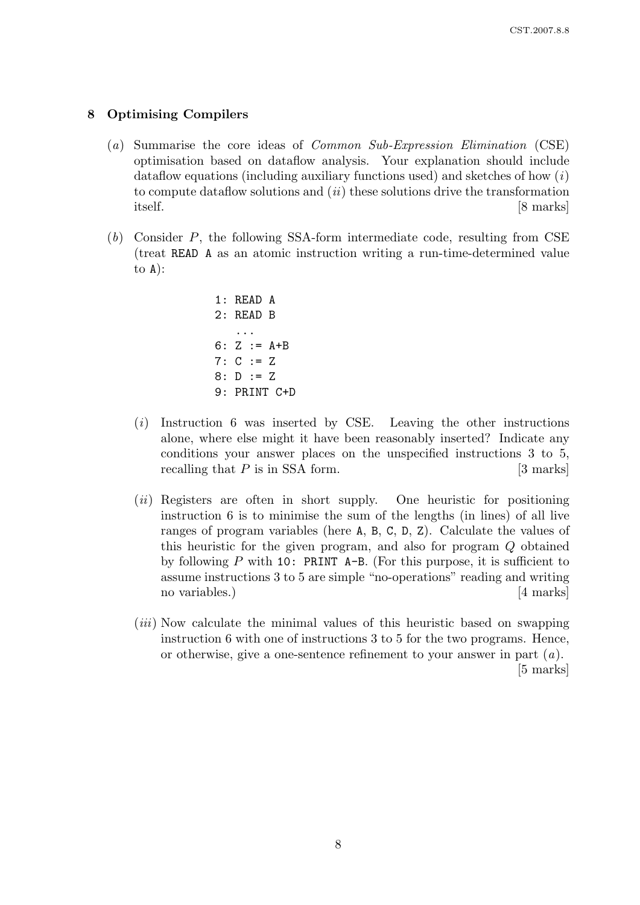## 8 Optimising Compilers

(*a*) Summarise the core ideas of *Common Sub-Expression Elimination* (CSE) optimisation based on dataflow analysis. Your explanation should include dataflow equations (including auxiliary functions used) and sketches of how (*i*) to compute dataflow solutions and (*ii*) these solutions drive the transformation itself. [8 marks]

(*b*) Consider *P*, the following SSA-form intermediate code, resulting from CSE (treat `READ A` as an atomic instruction writing a run-time-determined value to `A`):

```
1: READ A
2: READ B
   ...
6: Z := A+B
7: C := Z
8: D := Z
9: PRINT C+D
```

(*i*) Instruction 6 was inserted by CSE. Leaving the other instructions alone, where else might it have been reasonably inserted? Indicate any conditions your answer places on the unspecified instructions 3 to 5, recalling that *P* is in SSA form. [3 marks]

(*ii*) Registers are often in short supply. One heuristic for positioning instruction 6 is to minimise the sum of the lengths (in lines) of all live ranges of program variables (here `A`, `B`, `C`, `D`, `Z`). Calculate the values of this heuristic for the given program, and also for program *Q* obtained by following *P* with `10: PRINT A-B`. (For this purpose, it is sufficient to assume instructions 3 to 5 are simple "no-operations" reading and writing no variables.) [4 marks]

(*iii*) Now calculate the minimal values of this heuristic based on swapping instruction 6 with one of instructions 3 to 5 for the two programs. Hence, or otherwise, give a one-sentence refinement to your answer in part (*a*). [5 marks]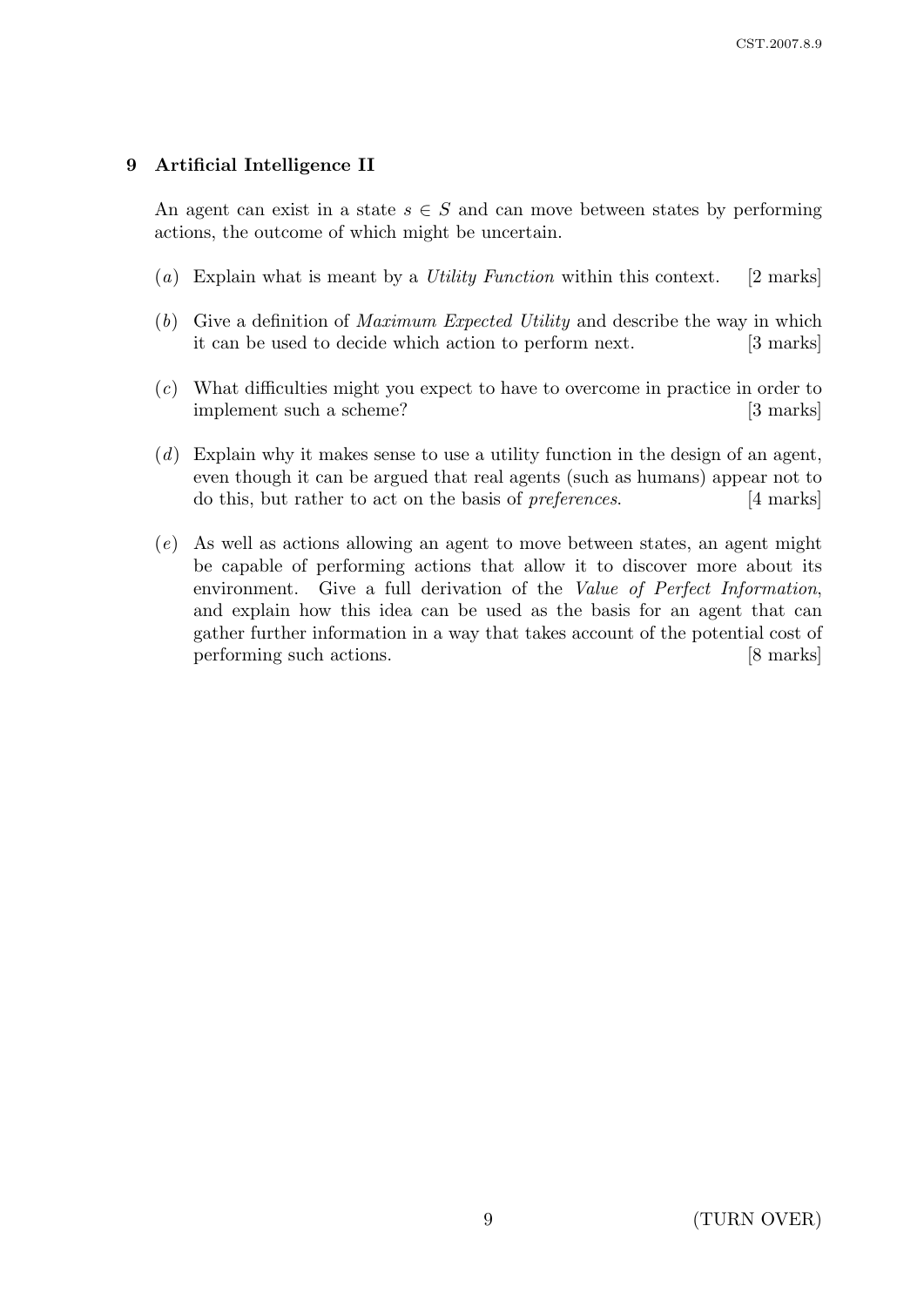## 9 Artificial Intelligence II

An agent can exist in a state $s \in S$ and can move between states by performing actions, the outcome of which might be uncertain.

(*a*) Explain what is meant by a *Utility Function* within this context. [2 marks]

(*b*) Give a definition of *Maximum Expected Utility* and describe the way in which it can be used to decide which action to perform next. [3 marks]

(*c*) What difficulties might you expect to have to overcome in practice in order to implement such a scheme? [3 marks]

(*d*) Explain why it makes sense to use a utility function in the design of an agent, even though it can be argued that real agents (such as humans) appear not to do this, but rather to act on the basis of *preferences*. [4 marks]

(*e*) As well as actions allowing an agent to move between states, an agent might be capable of performing actions that allow it to discover more about its environment. Give a full derivation of the *Value of Perfect Information*, and explain how this idea can be used as the basis for an agent that can gather further information in a way that takes account of the potential cost of performing such actions. [8 marks]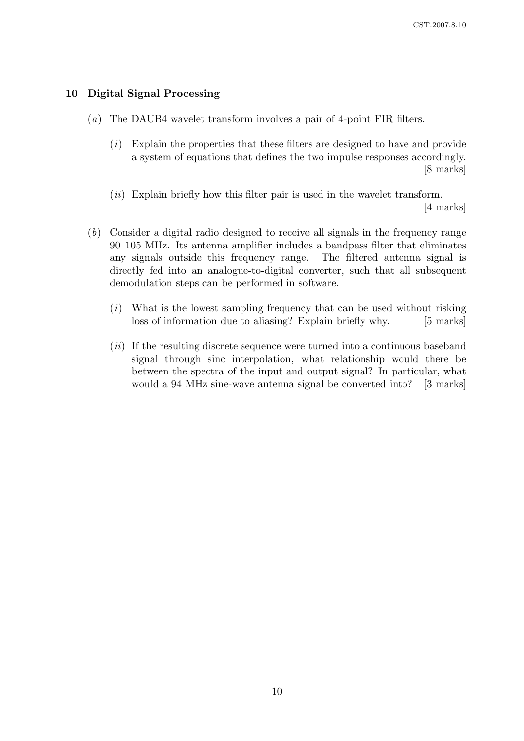## 10 Digital Signal Processing

(*a*) The DAUB4 wavelet transform involves a pair of 4-point FIR filters.

(*i*) Explain the properties that these filters are designed to have and provide a system of equations that defines the two impulse responses accordingly. [8 marks]

(*ii*) Explain briefly how this filter pair is used in the wavelet transform. [4 marks]

(*b*) Consider a digital radio designed to receive all signals in the frequency range 90–105 MHz. Its antenna amplifier includes a bandpass filter that eliminates any signals outside this frequency range. The filtered antenna signal is directly fed into an analogue-to-digital converter, such that all subsequent demodulation steps can be performed in software.

(*i*) What is the lowest sampling frequency that can be used without risking loss of information due to aliasing? Explain briefly why. [5 marks]

(*ii*) If the resulting discrete sequence were turned into a continuous baseband signal through sinc interpolation, what relationship would there be between the spectra of the input and output signal? In particular, what would a 94 MHz sine-wave antenna signal be converted into? [3 marks]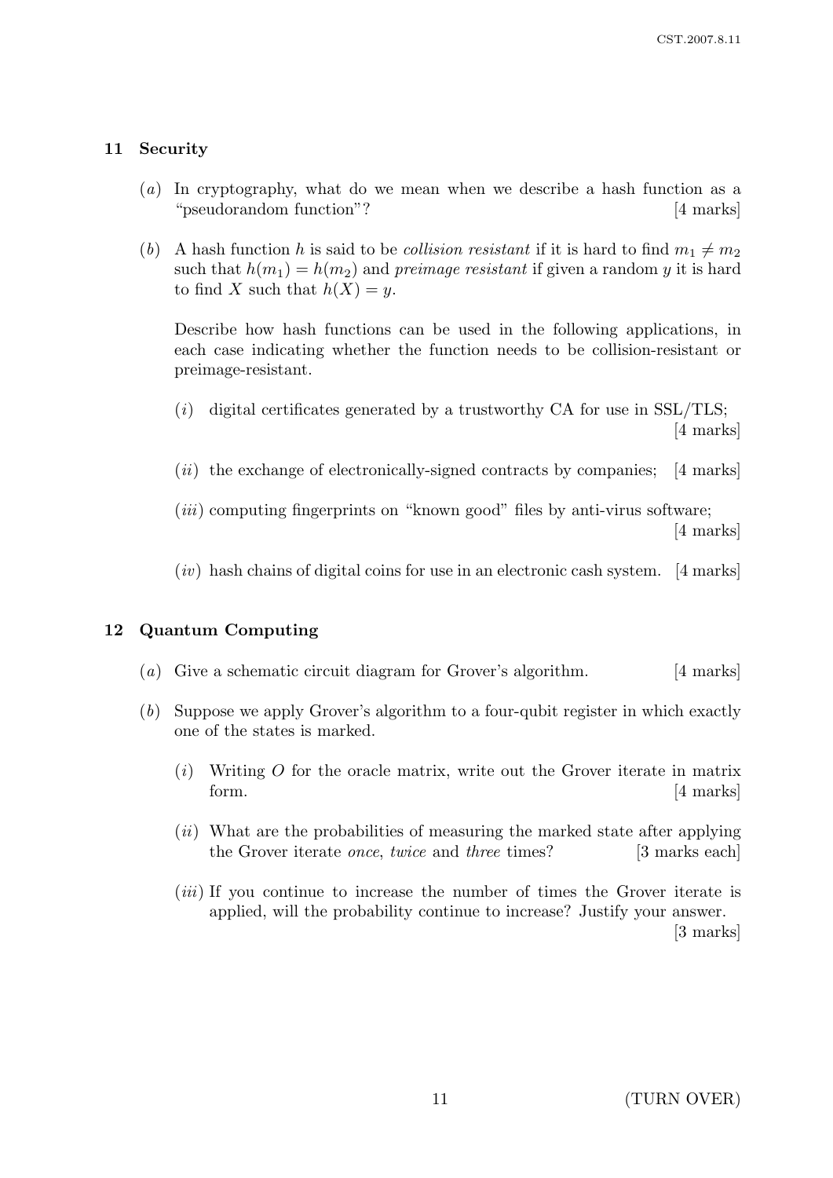## 11 Security

(*a*) In cryptography, what do we mean when we describe a hash function as a "pseudorandom function"? [4 marks]

(*b*) A hash function $h$ is said to be *collision resistant* if it is hard to find $m_1 \neq m_2$ such that $h(m_1) = h(m_2)$ and *preimage resistant* if given a random $y$ it is hard to find $X$ such that $h(X) = y$.

Describe how hash functions can be used in the following applications, in each case indicating whether the function needs to be collision-resistant or preimage-resistant.

(*i*) digital certificates generated by a trustworthy CA for use in SSL/TLS; [4 marks]

(*ii*) the exchange of electronically-signed contracts by companies; [4 marks]

(*iii*) computing fingerprints on "known good" files by anti-virus software; [4 marks]

(*iv*) hash chains of digital coins for use in an electronic cash system. [4 marks]

## 12 Quantum Computing

(*a*) Give a schematic circuit diagram for Grover's algorithm. [4 marks]

(*b*) Suppose we apply Grover's algorithm to a four-qubit register in which exactly one of the states is marked.

(*i*) Writing $O$ for the oracle matrix, write out the Grover iterate in matrix form. [4 marks]

(*ii*) What are the probabilities of measuring the marked state after applying the Grover iterate *once*, *twice* and *three* times? [3 marks each]

(*iii*) If you continue to increase the number of times the Grover iterate is applied, will the probability continue to increase? Justify your answer. [3 marks]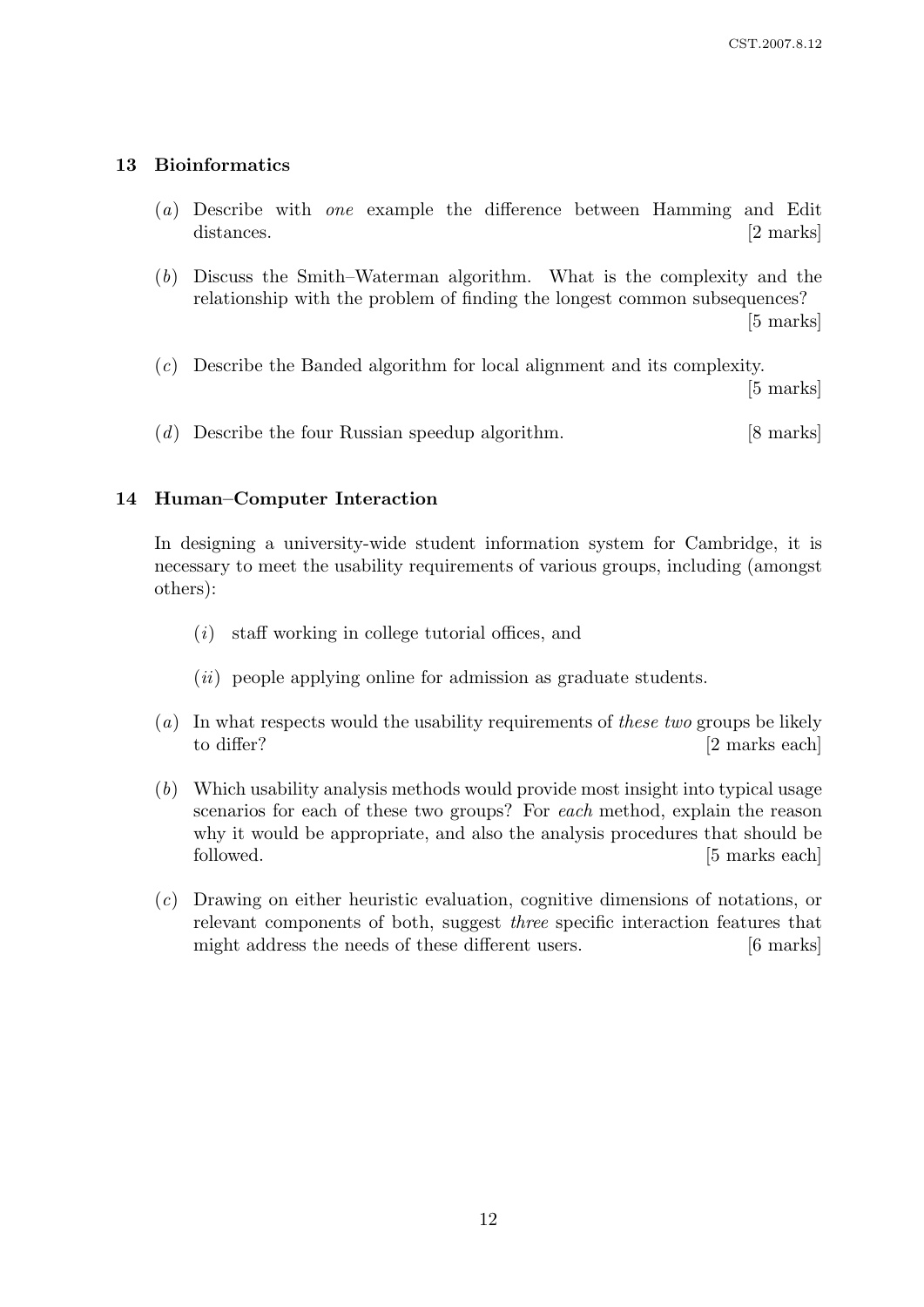## 13 Bioinformatics

(*a*) Describe with *one* example the difference between Hamming and Edit distances. [2 marks]

(*b*) Discuss the Smith–Waterman algorithm. What is the complexity and the relationship with the problem of finding the longest common subsequences? [5 marks]

(*c*) Describe the Banded algorithm for local alignment and its complexity. [5 marks]

(*d*) Describe the four Russian speedup algorithm. [8 marks]

## 14 Human–Computer Interaction

In designing a university-wide student information system for Cambridge, it is necessary to meet the usability requirements of various groups, including (amongst others):

(*i*) staff working in college tutorial offices, and

(*ii*) people applying online for admission as graduate students.

(*a*) In what respects would the usability requirements of *these two* groups be likely to differ? [2 marks each]

(*b*) Which usability analysis methods would provide most insight into typical usage scenarios for each of these two groups? For *each* method, explain the reason why it would be appropriate, and also the analysis procedures that should be followed. [5 marks each]

(*c*) Drawing on either heuristic evaluation, cognitive dimensions of notations, or relevant components of both, suggest *three* specific interaction features that might address the needs of these different users. [6 marks]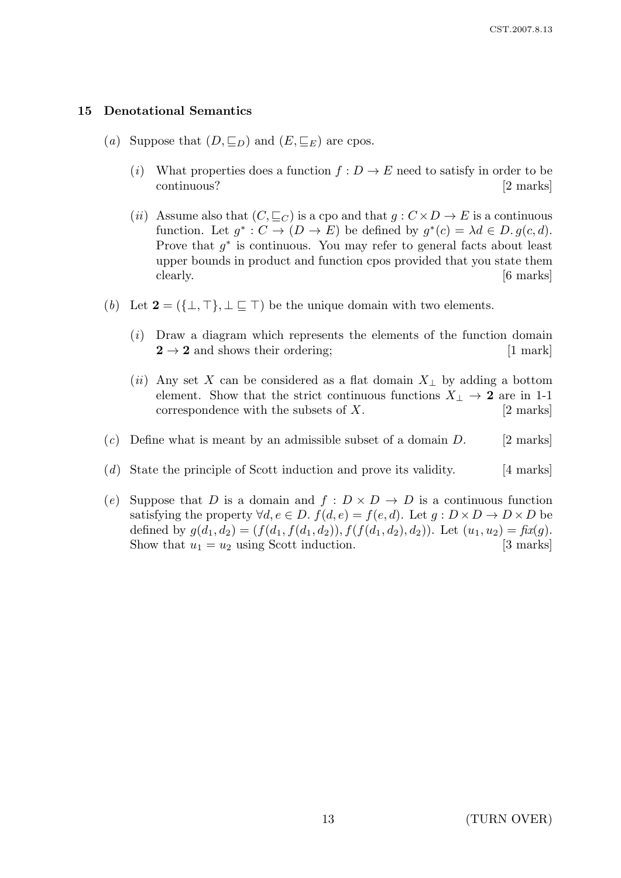## 15 Denotational Semantics

(*a*) Suppose that $(D, \sqsubseteq_D)$ and $(E, \sqsubseteq_E)$ are cpos.

(*i*) What properties does a function $f : D \to E$ need to satisfy in order to be continuous? [2 marks]

(*ii*) Assume also that $(C, \sqsubseteq_C)$ is a cpo and that $g : C \times D \to E$ is a continuous function. Let $g^* : C \to (D \to E)$ be defined by $g^*(c) = \lambda d \in D.\, g(c, d)$. Prove that $g^*$ is continuous. You may refer to general facts about least upper bounds in product and function cpos provided that you state them clearly. [6 marks]

(*b*) Let $\mathbf{2} = (\{\bot, \top\}, \bot \sqsubseteq \top)$ be the unique domain with two elements.

(*i*) Draw a diagram which represents the elements of the function domain $\mathbf{2} \to \mathbf{2}$ and shows their ordering; [1 mark]

(*ii*) Any set $X$ can be considered as a flat domain $X_\bot$ by adding a bottom element. Show that the strict continuous functions $X_\bot \to \mathbf{2}$ are in 1-1 correspondence with the subsets of $X$. [2 marks]

(*c*) Define what is meant by an admissible subset of a domain $D$. [2 marks]

(*d*) State the principle of Scott induction and prove its validity. [4 marks]

(*e*) Suppose that $D$ is a domain and $f : D \times D \to D$ is a continuous function satisfying the property $\forall d, e \in D.\ f(d, e) = f(e, d)$. Let $g : D \times D \to D \times D$ be defined by $g(d_1, d_2) = (f(d_1, f(d_1, d_2)), f(f(d_1, d_2), d_2))$. Let $(u_1, u_2) = \mathit{fix}(g)$. Show that $u_1 = u_2$ using Scott induction. [3 marks]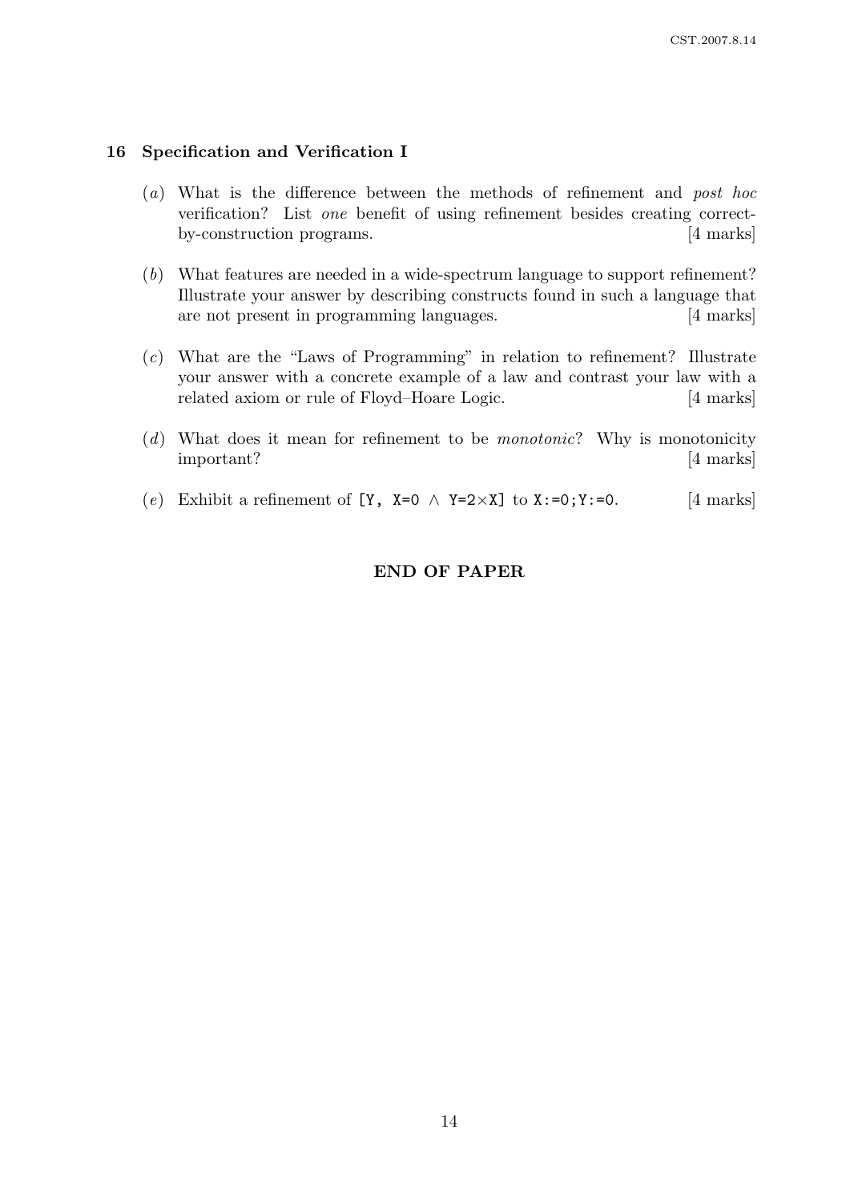## 16 Specification and Verification I

(*a*) What is the difference between the methods of refinement and *post hoc* verification? List *one* benefit of using refinement besides creating correct-by-construction programs. [4 marks]

(*b*) What features are needed in a wide-spectrum language to support refinement? Illustrate your answer by describing constructs found in such a language that are not present in programming languages. [4 marks]

(*c*) What are the "Laws of Programming" in relation to refinement? Illustrate your answer with a concrete example of a law and contrast your law with a related axiom or rule of Floyd–Hoare Logic. [4 marks]

(*d*) What does it mean for refinement to be *monotonic*? Why is monotonicity important? [4 marks]

(*e*) Exhibit a refinement of `[Y, X=0` $\wedge$ `Y=2`$\times$`X]` to `X:=0;Y:=0`. [4 marks]

**END OF PAPER**